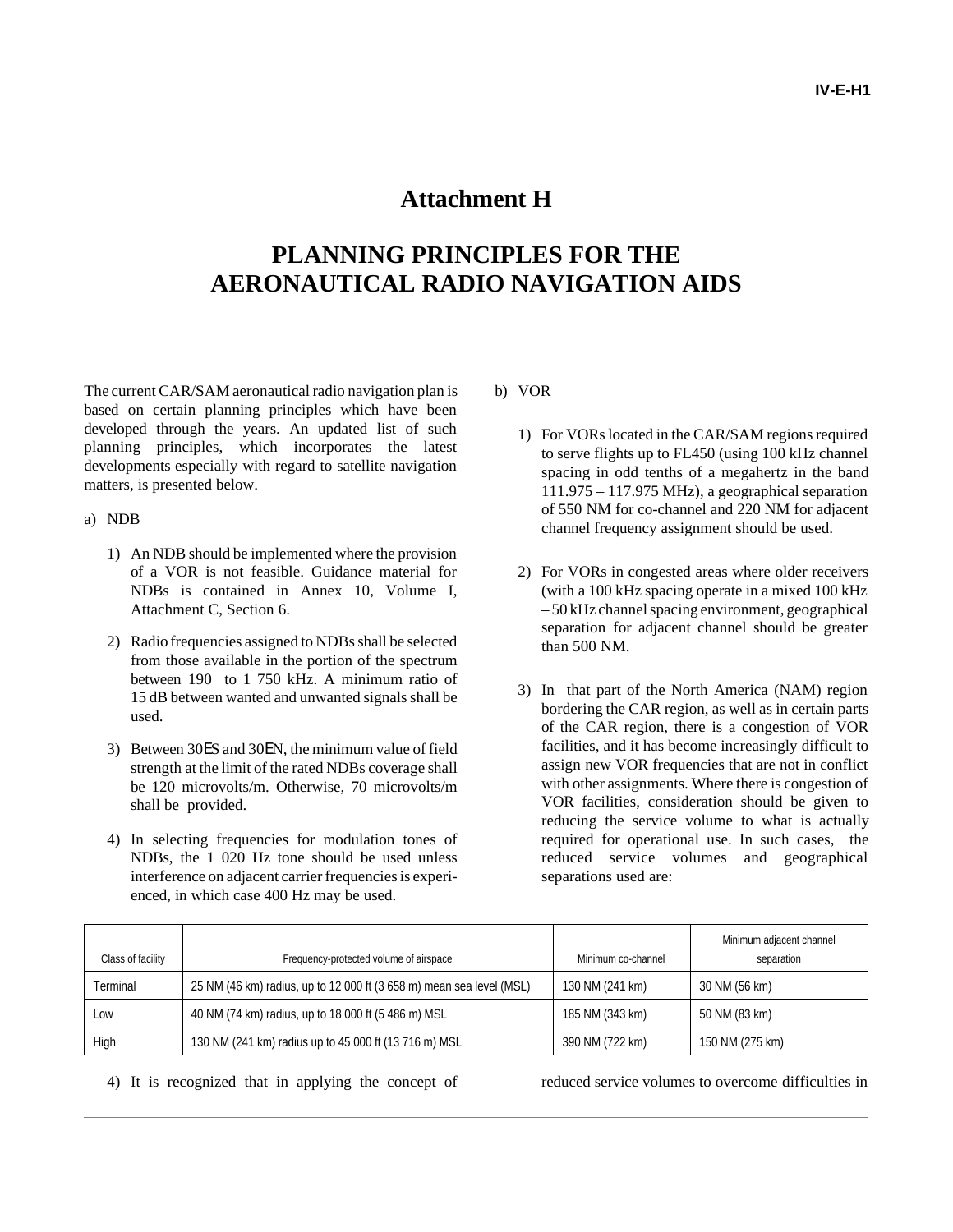# Attachment H

# PLANNING PRINCIPLES FOR THE AERONAUTICAL RADIO NAVIGATION AIDS

The current CAR/SAM aeronautical radio navigation plan is based on certain planning principles which have been developed through the years. An updated list of such planning principles, which incorporates the latest developments especially with regard to satellite navigation matters, is presented below.

a) NDB

1) An NDB should be implemented where the provision of a VOR is not feasible. Guidance material for NDBs is contained in Annex 10, Volume I, Attachment C, Section 6.

2) Radio frequencies assigned to NDBs shall be selected from those available in the portion of the spectrum between 190 to 1 750 kHz. A minimum ratio of 15 dB between wanted and unwanted signals shall be used.

3) Between 30ES and 30EN, the minimum value of field strength at the limit of the rated NDBs coverage shall be 120 microvolts/m. Otherwise, 70 microvolts/m shall be provided.

4) In selecting frequencies for modulation tones of NDBs, the 1 020 Hz tone should be used unless interference on adjacent carrier frequencies is experienced, in which case 400 Hz may be used.

b) VOR

1) For VORs located in the CAR/SAM regions required to serve flights up to FL450 (using 100 kHz channel spacing in odd tenths of a megahertz in the band 111.975 – 117.975 MHz), a geographical separation of 550 NM for co-channel and 220 NM for adjacent channel frequency assignment should be used.

2) For VORs in congested areas where older receivers (with a 100 kHz spacing operate in a mixed 100 kHz – 50 kHz channel spacing environment, geographical separation for adjacent channel should be greater than 500 NM.

3) In that part of the North America (NAM) region bordering the CAR region, as well as in certain parts of the CAR region, there is a congestion of VOR facilities, and it has become increasingly difficult to assign new VOR frequencies that are not in conflict with other assignments. Where there is congestion of VOR facilities, consideration should be given to reducing the service volume to what is actually required for operational use. In such cases, the reduced service volumes and geographical separations used are:

| Class of facility | Frequency-protected volume of airspace | Minimum co-channel | Minimum adjacent channel separation |
|---|---|---|---|
| Terminal | 25 NM (46 km) radius, up to 12 000 ft (3 658 m) mean sea level (MSL) | 130 NM (241 km) | 30 NM (56 km) |
| Low | 40 NM (74 km) radius, up to 18 000 ft (5 486 m) MSL | 185 NM (343 km) | 50 NM (83 km) |
| High | 130 NM (241 km) radius up to 45 000 ft (13 716 m) MSL | 390 NM (722 km) | 150 NM (275 km) |

4) It is recognized that in applying the concept of reduced service volumes to overcome difficulties in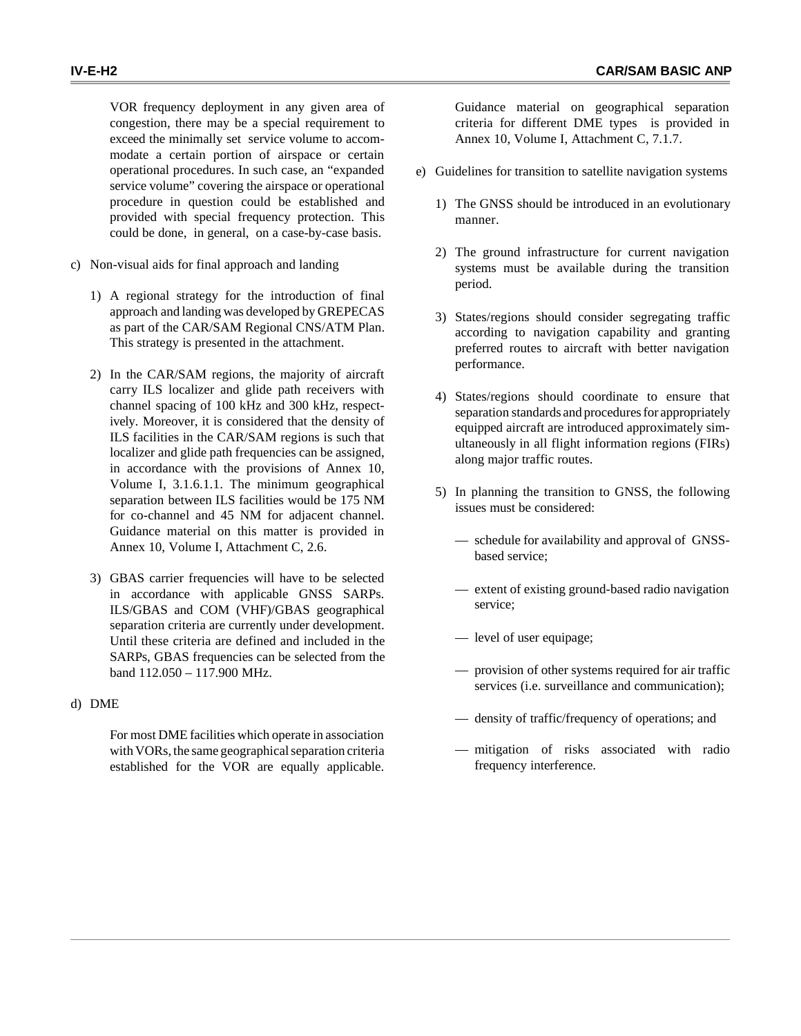VOR frequency deployment in any given area of congestion, there may be a special requirement to exceed the minimally set service volume to accommodate a certain portion of airspace or certain operational procedures. In such case, an "expanded service volume" covering the airspace or operational procedure in question could be established and provided with special frequency protection. This could be done, in general, on a case-by-case basis.

c) Non-visual aids for final approach and landing

   1) A regional strategy for the introduction of final approach and landing was developed by GREPECAS as part of the CAR/SAM Regional CNS/ATM Plan. This strategy is presented in the attachment.

   2) In the CAR/SAM regions, the majority of aircraft carry ILS localizer and glide path receivers with channel spacing of 100 kHz and 300 kHz, respectively. Moreover, it is considered that the density of ILS facilities in the CAR/SAM regions is such that localizer and glide path frequencies can be assigned, in accordance with the provisions of Annex 10, Volume I, 3.1.6.1.1. The minimum geographical separation between ILS facilities would be 175 NM for co-channel and 45 NM for adjacent channel. Guidance material on this matter is provided in Annex 10, Volume I, Attachment C, 2.6.

   3) GBAS carrier frequencies will have to be selected in accordance with applicable GNSS SARPs. ILS/GBAS and COM (VHF)/GBAS geographical separation criteria are currently under development. Until these criteria are defined and included in the SARPs, GBAS frequencies can be selected from the band 112.050 – 117.900 MHz.

d) DME

   For most DME facilities which operate in association with VORs, the same geographical separation criteria established for the VOR are equally applicable. Guidance material on geographical separation criteria for different DME types is provided in Annex 10, Volume I, Attachment C, 7.1.7.

e) Guidelines for transition to satellite navigation systems

   1) The GNSS should be introduced in an evolutionary manner.

   2) The ground infrastructure for current navigation systems must be available during the transition period.

   3) States/regions should consider segregating traffic according to navigation capability and granting preferred routes to aircraft with better navigation performance.

   4) States/regions should coordinate to ensure that separation standards and procedures for appropriately equipped aircraft are introduced approximately simultaneously in all flight information regions (FIRs) along major traffic routes.

   5) In planning the transition to GNSS, the following issues must be considered:

      — schedule for availability and approval of GNSS-based service;

      — extent of existing ground-based radio navigation service;

      — level of user equipage;

      — provision of other systems required for air traffic services (i.e. surveillance and communication);

      — density of traffic/frequency of operations; and

      — mitigation of risks associated with radio frequency interference.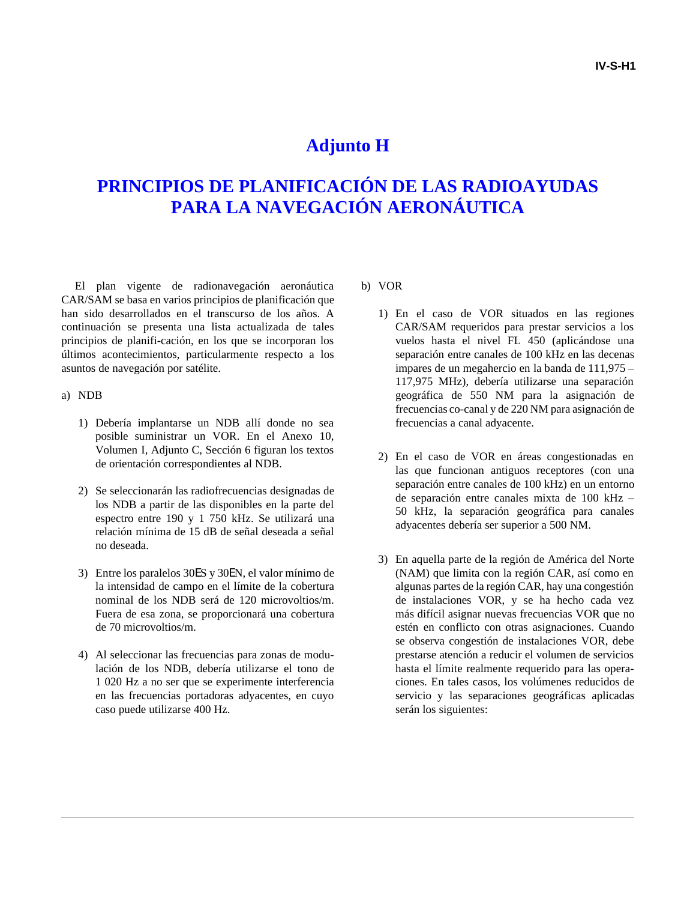# Adjunto H

## PRINCIPIOS DE PLANIFICACIÓN DE LAS RADIOAYUDAS PARA LA NAVEGACIÓN AERONÁUTICA

El plan vigente de radionavegación aeronáutica CAR/SAM se basa en varios principios de planificación que han sido desarrollados en el transcurso de los años. A continuación se presenta una lista actualizada de tales principios de planifi-cación, en los que se incorporan los últimos acontecimientos, particularmente respecto a los asuntos de navegación por satélite.

a) NDB

1) Debería implantarse un NDB allí donde no sea posible suministrar un VOR. En el Anexo 10, Volumen I, Adjunto C, Sección 6 figuran los textos de orientación correspondientes al NDB.

2) Se seleccionarán las radiofrecuencias designadas de los NDB a partir de las disponibles en la parte del espectro entre 190 y 1 750 kHz. Se utilizará una relación mínima de 15 dB de señal deseada a señal no deseada.

3) Entre los paralelos 30ES y 30EN, el valor mínimo de la intensidad de campo en el límite de la cobertura nominal de los NDB será de 120 microvoltios/m. Fuera de esa zona, se proporcionará una cobertura de 70 microvoltios/m.

4) Al seleccionar las frecuencias para zonas de modu-lación de los NDB, debería utilizarse el tono de 1 020 Hz a no ser que se experimente interferencia en las frecuencias portadoras adyacentes, en cuyo caso puede utilizarse 400 Hz.

b) VOR

1) En el caso de VOR situados en las regiones CAR/SAM requeridos para prestar servicios a los vuelos hasta el nivel FL 450 (aplicándose una separación entre canales de 100 kHz en las decenas impares de un megahercio en la banda de 111,975 – 117,975 MHz), debería utilizarse una separación geográfica de 550 NM para la asignación de frecuencias co-canal y de 220 NM para asignación de frecuencias a canal adyacente.

2) En el caso de VOR en áreas congestionadas en las que funcionan antiguos receptores (con una separación entre canales de 100 kHz) en un entorno de separación entre canales mixta de 100 kHz – 50 kHz, la separación geográfica para canales adyacentes debería ser superior a 500 NM.

3) En aquella parte de la región de América del Norte (NAM) que limita con la región CAR, así como en algunas partes de la región CAR, hay una congestión de instalaciones VOR, y se ha hecho cada vez más difícil asignar nuevas frecuencias VOR que no estén en conflicto con otras asignaciones. Cuando se observa congestión de instalaciones VOR, debe prestarse atención a reducir el volumen de servicios hasta el límite realmente requerido para las opera-ciones. En tales casos, los volúmenes reducidos de servicio y las separaciones geográficas aplicadas serán los siguientes: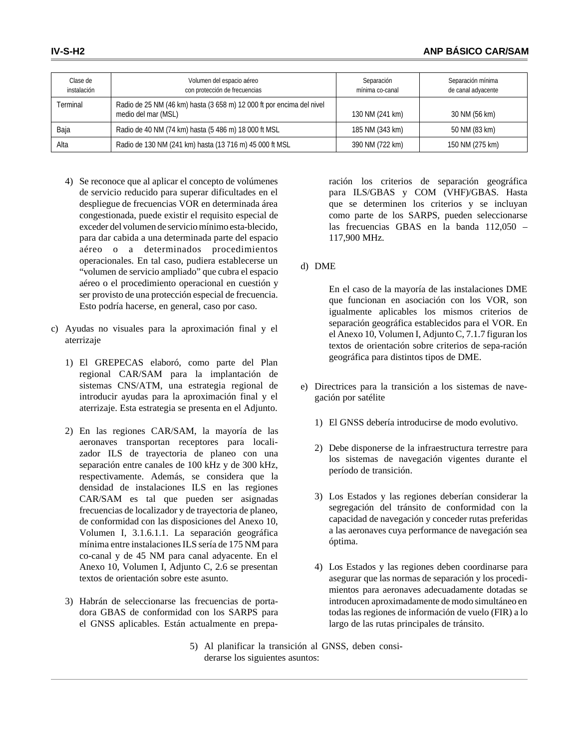| Clase de instalación | Volumen del espacio aéreo con protección de frecuencias | Separación mínima co-canal | Separación mínima de canal adyacente |
|---|---|---|---|
| Terminal | Radio de 25 NM (46 km) hasta (3 658 m) 12 000 ft por encima del nivel medio del mar (MSL) | 130 NM (241 km) | 30 NM (56 km) |
| Baja | Radio de 40 NM (74 km) hasta (5 486 m) 18 000 ft MSL | 185 NM (343 km) | 50 NM (83 km) |
| Alta | Radio de 130 NM (241 km) hasta (13 716 m) 45 000 ft MSL | 390 NM (722 km) | 150 NM (275 km) |

4) Se reconoce que al aplicar el concepto de volúmenes de servicio reducido para superar dificultades en el despliegue de frecuencias VOR en determinada área congestionada, puede existir el requisito especial de exceder del volumen de servicio mínimo esta-blecido, para dar cabida a una determinada parte del espacio aéreo o a determinados procedimientos operacionales. En tal caso, pudiera establecerse un "volumen de servicio ampliado" que cubra el espacio aéreo o el procedimiento operacional en cuestión y ser provisto de una protección especial de frecuencia. Esto podría hacerse, en general, caso por caso.

c) Ayudas no visuales para la aproximación final y el aterrizaje

1) El GREPECAS elaboró, como parte del Plan regional CAR/SAM para la implantación de sistemas CNS/ATM, una estrategia regional de introducir ayudas para la aproximación final y el aterrizaje. Esta estrategia se presenta en el Adjunto.

2) En las regiones CAR/SAM, la mayoría de las aeronaves transportan receptores para localizador ILS de trayectoria de planeo con una separación entre canales de 100 kHz y de 300 kHz, respectivamente. Además, se considera que la densidad de instalaciones ILS en las regiones CAR/SAM es tal que pueden ser asignadas frecuencias de localizador y de trayectoria de planeo, de conformidad con las disposiciones del Anexo 10, Volumen I, 3.1.6.1.1. La separación geográfica mínima entre instalaciones ILS sería de 175 NM para co-canal y de 45 NM para canal adyacente. En el Anexo 10, Volumen I, Adjunto C, 2.6 se presentan textos de orientación sobre este asunto.

3) Habrán de seleccionarse las frecuencias de portadora GBAS de conformidad con los SARPS para el GNSS aplicables. Están actualmente en preparación los criterios de separación geográfica para ILS/GBAS y COM (VHF)/GBAS. Hasta que se determinen los criterios y se incluyan como parte de los SARPS, pueden seleccionarse las frecuencias GBAS en la banda 112,050 – 117,900 MHz.

d) DME

En el caso de la mayoría de las instalaciones DME que funcionan en asociación con los VOR, son igualmente aplicables los mismos criterios de separación geográfica establecidos para el VOR. En el Anexo 10, Volumen I, Adjunto C, 7.1.7 figuran los textos de orientación sobre criterios de sepa-ración geográfica para distintos tipos de DME.

e) Directrices para la transición a los sistemas de navegación por satélite

1) El GNSS debería introducirse de modo evolutivo.

2) Debe disponerse de la infraestructura terrestre para los sistemas de navegación vigentes durante el período de transición.

3) Los Estados y las regiones deberían considerar la segregación del tránsito de conformidad con la capacidad de navegación y conceder rutas preferidas a las aeronaves cuya performance de navegación sea óptima.

4) Los Estados y las regiones deben coordinarse para asegurar que las normas de separación y los procedimientos para aeronaves adecuadamente dotadas se introducen aproximadamente de modo simultáneo en todas las regiones de información de vuelo (FIR) a lo largo de las rutas principales de tránsito.

5) Al planificar la transición al GNSS, deben considerarse los siguientes asuntos: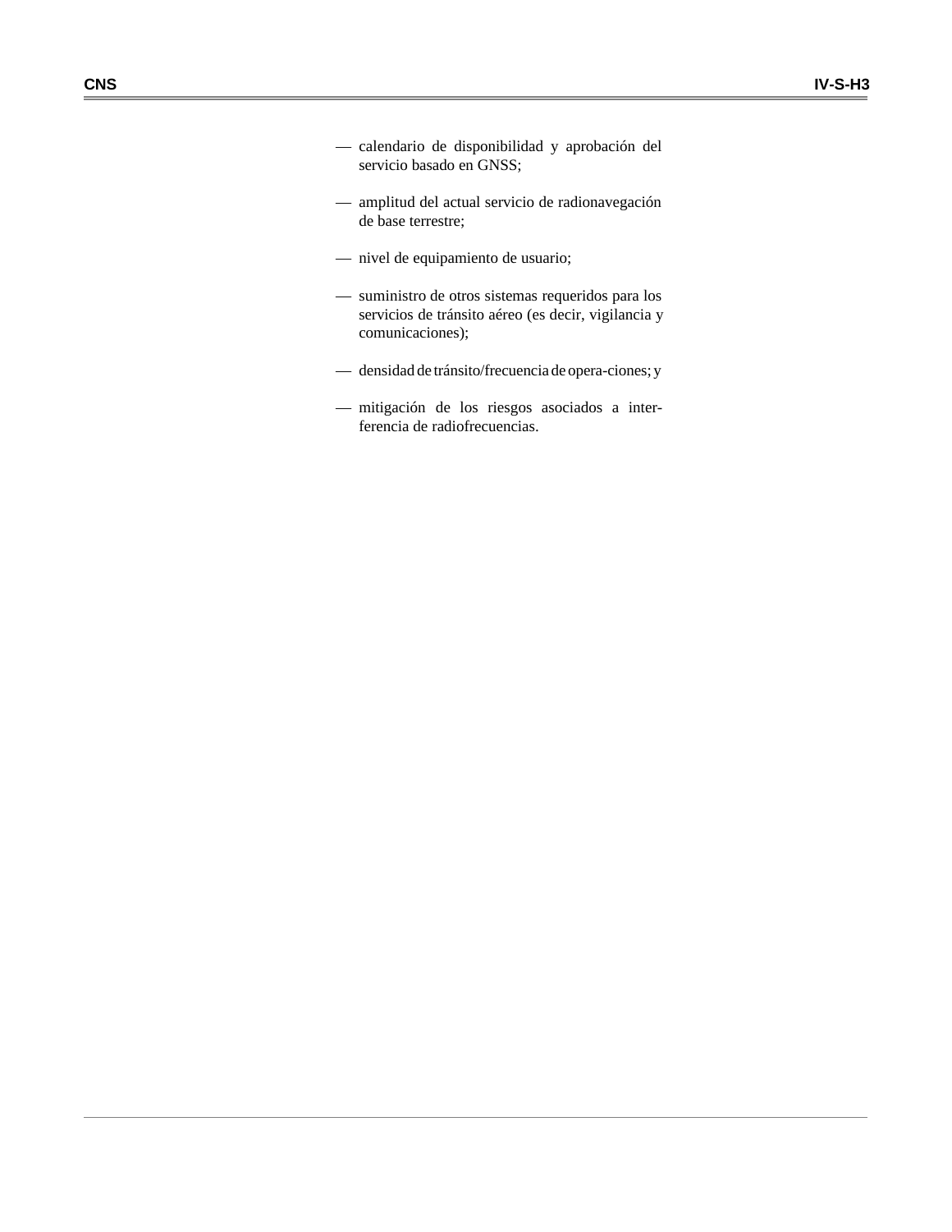- calendario de disponibilidad y aprobación del servicio basado en GNSS;
- amplitud del actual servicio de radionavegación de base terrestre;
- nivel de equipamiento de usuario;
- suministro de otros sistemas requeridos para los servicios de tránsito aéreo (es decir, vigilancia y comunicaciones);
- densidad de tránsito/frecuencia de opera-ciones; y
- mitigación de los riesgos asociados a interferencia de radiofrecuencias.